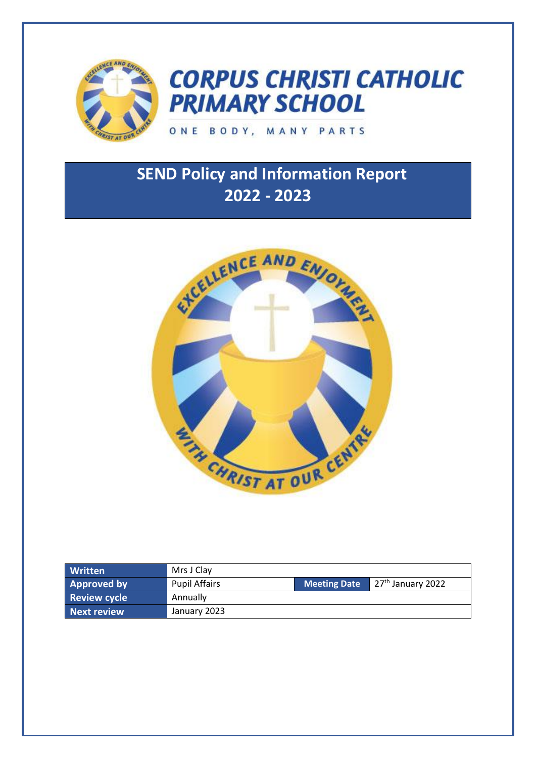# CORPUS CHRISTI CATHOLIC PRIMARY SCHOOL

ONE BODY, MANY PARTS

## SEND Policy and Information Report 2022 - 2023

| Written | Mrs J Clay | | |
|---|---|---|---|
| Approved by | Pupil Affairs | Meeting Date | 27th January 2022 |
| Review cycle | Annually | | |
| Next review | January 2023 | | |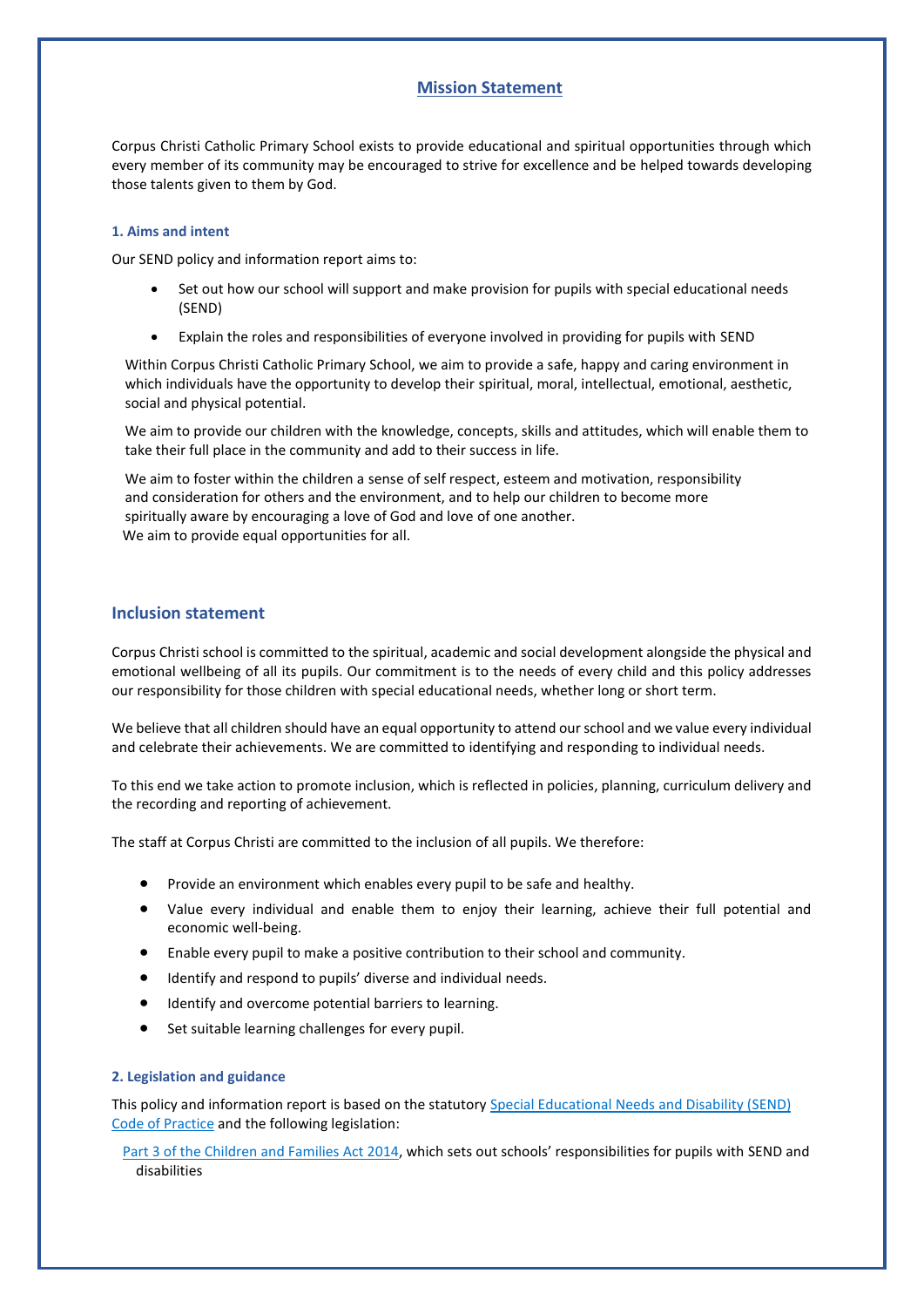## Mission Statement

Corpus Christi Catholic Primary School exists to provide educational and spiritual opportunities through which every member of its community may be encouraged to strive for excellence and be helped towards developing those talents given to them by God.

### 1. Aims and intent

Our SEND policy and information report aims to:

- Set out how our school will support and make provision for pupils with special educational needs (SEND)
- Explain the roles and responsibilities of everyone involved in providing for pupils with SEND

Within Corpus Christi Catholic Primary School, we aim to provide a safe, happy and caring environment in which individuals have the opportunity to develop their spiritual, moral, intellectual, emotional, aesthetic, social and physical potential.

We aim to provide our children with the knowledge, concepts, skills and attitudes, which will enable them to take their full place in the community and add to their success in life.

We aim to foster within the children a sense of self respect, esteem and motivation, responsibility and consideration for others and the environment, and to help our children to become more spiritually aware by encouraging a love of God and love of one another.
We aim to provide equal opportunities for all.

## Inclusion statement

Corpus Christi school is committed to the spiritual, academic and social development alongside the physical and emotional wellbeing of all its pupils. Our commitment is to the needs of every child and this policy addresses our responsibility for those children with special educational needs, whether long or short term.

We believe that all children should have an equal opportunity to attend our school and we value every individual and celebrate their achievements. We are committed to identifying and responding to individual needs.

To this end we take action to promote inclusion, which is reflected in policies, planning, curriculum delivery and the recording and reporting of achievement.

The staff at Corpus Christi are committed to the inclusion of all pupils. We therefore:

- Provide an environment which enables every pupil to be safe and healthy.
- Value every individual and enable them to enjoy their learning, achieve their full potential and economic well-being.
- Enable every pupil to make a positive contribution to their school and community.
- Identify and respond to pupils' diverse and individual needs.
- Identify and overcome potential barriers to learning.
- Set suitable learning challenges for every pupil.

### 2. Legislation and guidance

This policy and information report is based on the statutory Special Educational Needs and Disability (SEND) Code of Practice and the following legislation:

Part 3 of the Children and Families Act 2014, which sets out schools' responsibilities for pupils with SEND and disabilities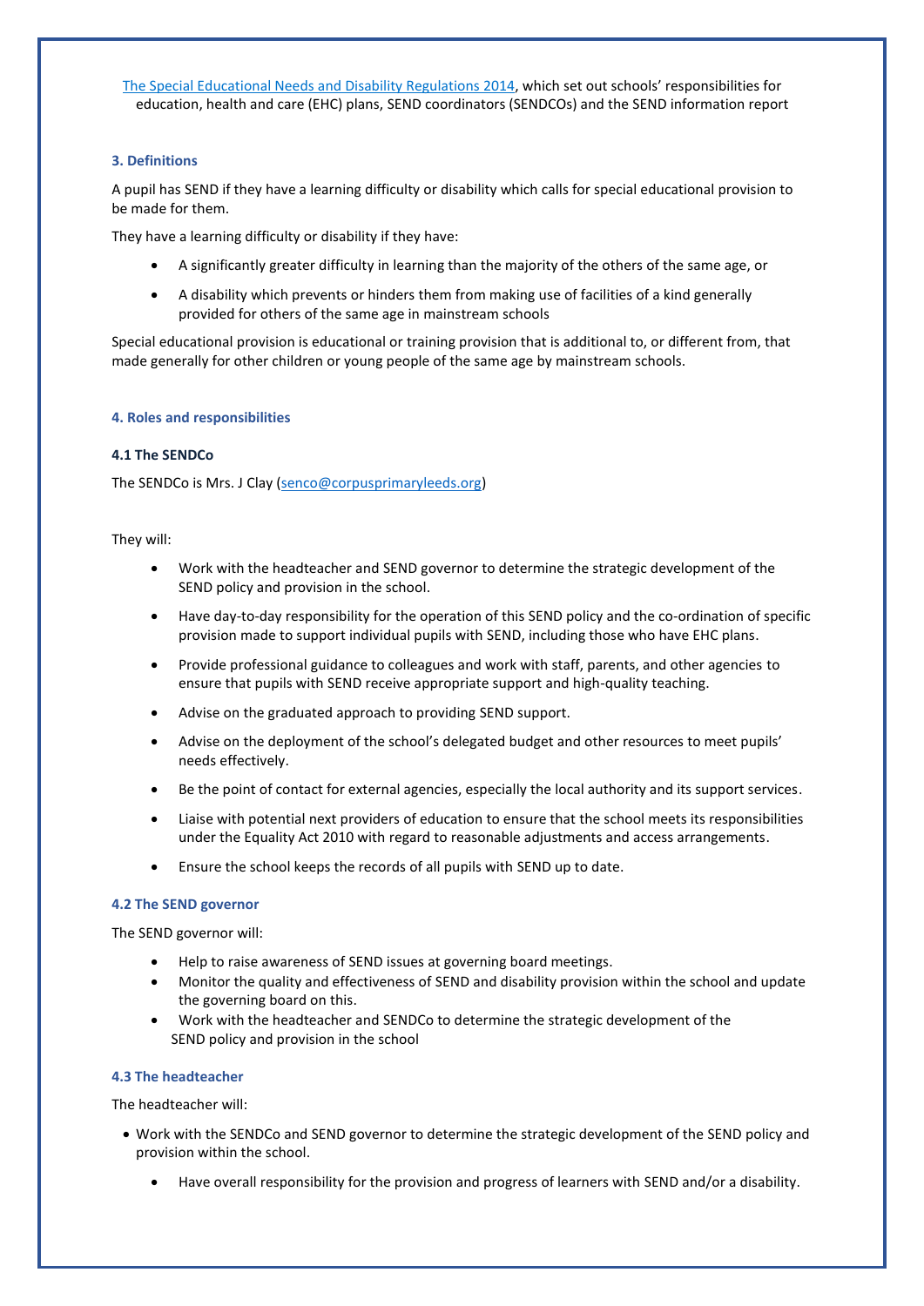[The Special Educational Needs and Disability Regulations 2014](), which set out schools' responsibilities for education, health and care (EHC) plans, SEND coordinators (SENDCOs) and the SEND information report

### 3. Definitions

A pupil has SEND if they have a learning difficulty or disability which calls for special educational provision to be made for them.

They have a learning difficulty or disability if they have:

- A significantly greater difficulty in learning than the majority of the others of the same age, or
- A disability which prevents or hinders them from making use of facilities of a kind generally provided for others of the same age in mainstream schools

Special educational provision is educational or training provision that is additional to, or different from, that made generally for other children or young people of the same age by mainstream schools.

### 4. Roles and responsibilities

#### 4.1 The SENDCo

The SENDCo is Mrs. J Clay (senco@corpusprimaryleeds.org)

They will:

- Work with the headteacher and SEND governor to determine the strategic development of the SEND policy and provision in the school.
- Have day-to-day responsibility for the operation of this SEND policy and the co-ordination of specific provision made to support individual pupils with SEND, including those who have EHC plans.
- Provide professional guidance to colleagues and work with staff, parents, and other agencies to ensure that pupils with SEND receive appropriate support and high-quality teaching.
- Advise on the graduated approach to providing SEND support.
- Advise on the deployment of the school's delegated budget and other resources to meet pupils' needs effectively.
- Be the point of contact for external agencies, especially the local authority and its support services.
- Liaise with potential next providers of education to ensure that the school meets its responsibilities under the Equality Act 2010 with regard to reasonable adjustments and access arrangements.
- Ensure the school keeps the records of all pupils with SEND up to date.

#### 4.2 The SEND governor

The SEND governor will:

- Help to raise awareness of SEND issues at governing board meetings.
- Monitor the quality and effectiveness of SEND and disability provision within the school and update the governing board on this.
- Work with the headteacher and SENDCo to determine the strategic development of the SEND policy and provision in the school

#### 4.3 The headteacher

The headteacher will:

- Work with the SENDCo and SEND governor to determine the strategic development of the SEND policy and provision within the school.
- Have overall responsibility for the provision and progress of learners with SEND and/or a disability.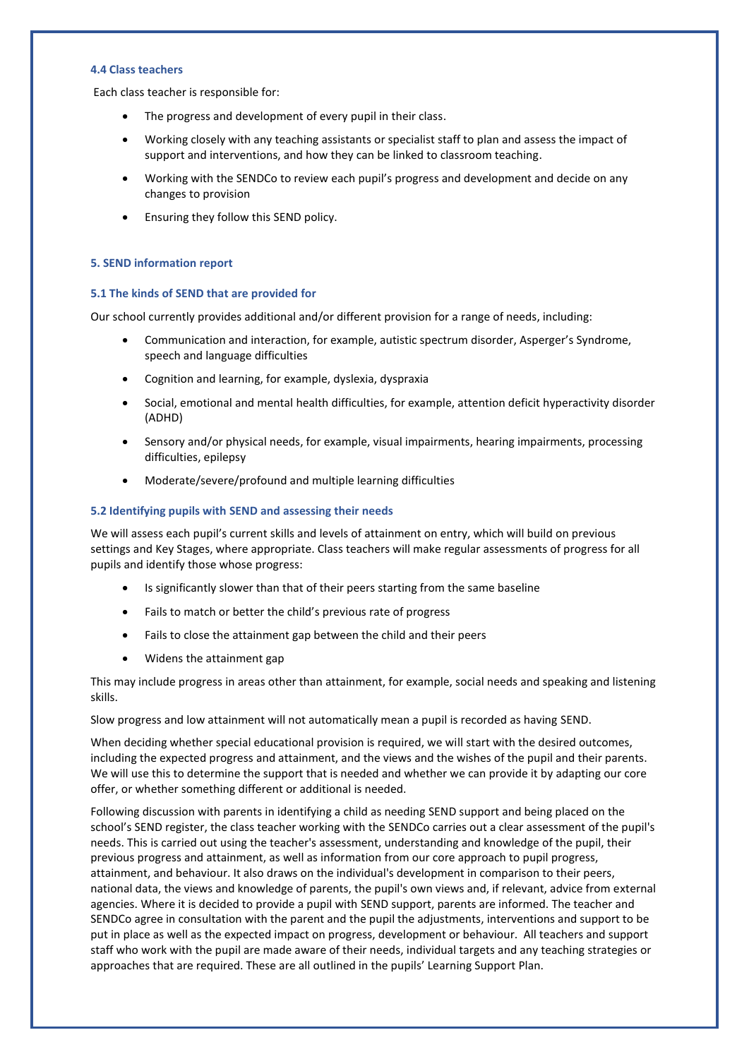#### 4.4 Class teachers

Each class teacher is responsible for:

- The progress and development of every pupil in their class.
- Working closely with any teaching assistants or specialist staff to plan and assess the impact of support and interventions, and how they can be linked to classroom teaching.
- Working with the SENDCo to review each pupil's progress and development and decide on any changes to provision
- Ensuring they follow this SEND policy.

### 5. SEND information report

#### 5.1 The kinds of SEND that are provided for

Our school currently provides additional and/or different provision for a range of needs, including:

- Communication and interaction, for example, autistic spectrum disorder, Asperger's Syndrome, speech and language difficulties
- Cognition and learning, for example, dyslexia, dyspraxia
- Social, emotional and mental health difficulties, for example, attention deficit hyperactivity disorder (ADHD)
- Sensory and/or physical needs, for example, visual impairments, hearing impairments, processing difficulties, epilepsy
- Moderate/severe/profound and multiple learning difficulties

#### 5.2 Identifying pupils with SEND and assessing their needs

We will assess each pupil's current skills and levels of attainment on entry, which will build on previous settings and Key Stages, where appropriate. Class teachers will make regular assessments of progress for all pupils and identify those whose progress:

- Is significantly slower than that of their peers starting from the same baseline
- Fails to match or better the child's previous rate of progress
- Fails to close the attainment gap between the child and their peers
- Widens the attainment gap

This may include progress in areas other than attainment, for example, social needs and speaking and listening skills.

Slow progress and low attainment will not automatically mean a pupil is recorded as having SEND.

When deciding whether special educational provision is required, we will start with the desired outcomes, including the expected progress and attainment, and the views and the wishes of the pupil and their parents. We will use this to determine the support that is needed and whether we can provide it by adapting our core offer, or whether something different or additional is needed.

Following discussion with parents in identifying a child as needing SEND support and being placed on the school's SEND register, the class teacher working with the SENDCo carries out a clear assessment of the pupil's needs. This is carried out using the teacher's assessment, understanding and knowledge of the pupil, their previous progress and attainment, as well as information from our core approach to pupil progress, attainment, and behaviour. It also draws on the individual's development in comparison to their peers, national data, the views and knowledge of parents, the pupil's own views and, if relevant, advice from external agencies. Where it is decided to provide a pupil with SEND support, parents are informed. The teacher and SENDCo agree in consultation with the parent and the pupil the adjustments, interventions and support to be put in place as well as the expected impact on progress, development or behaviour. All teachers and support staff who work with the pupil are made aware of their needs, individual targets and any teaching strategies or approaches that are required. These are all outlined in the pupils' Learning Support Plan.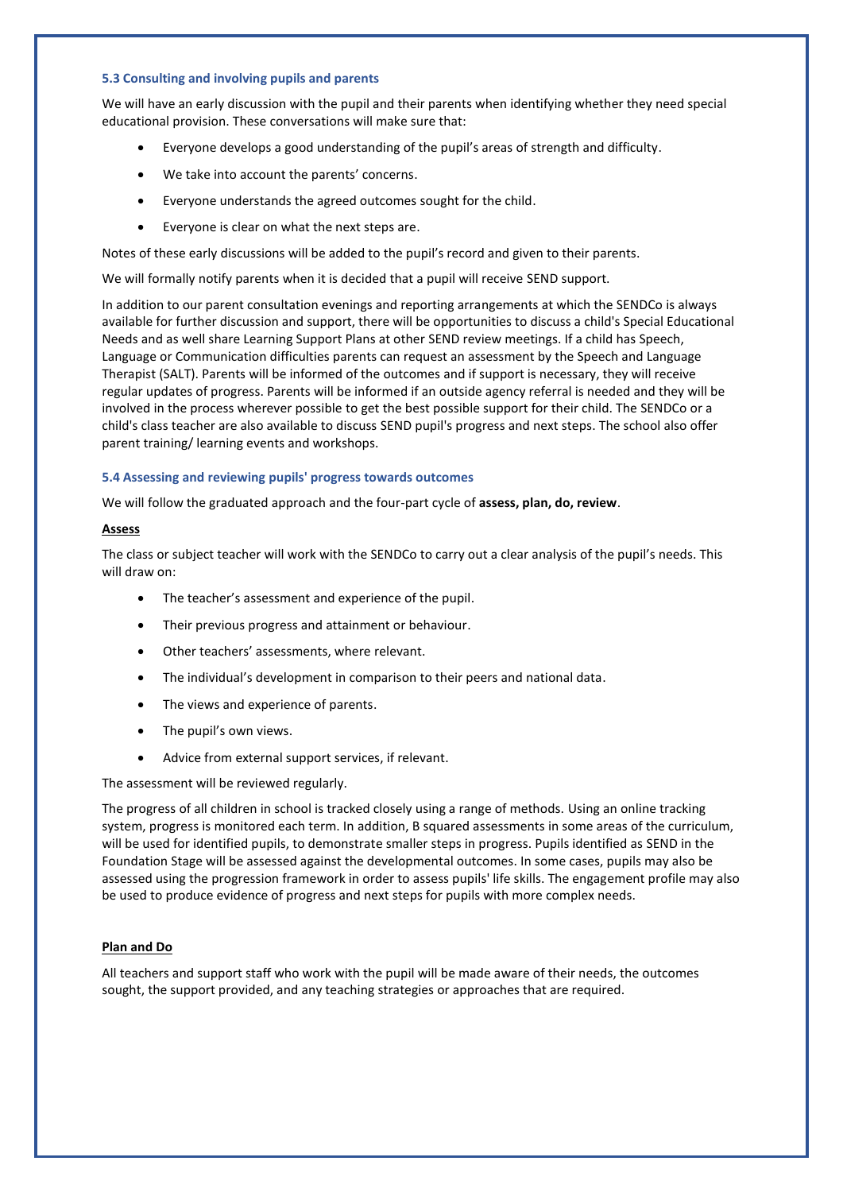### 5.3 Consulting and involving pupils and parents

We will have an early discussion with the pupil and their parents when identifying whether they need special educational provision. These conversations will make sure that:

- Everyone develops a good understanding of the pupil's areas of strength and difficulty.
- We take into account the parents' concerns.
- Everyone understands the agreed outcomes sought for the child.
- Everyone is clear on what the next steps are.

Notes of these early discussions will be added to the pupil's record and given to their parents.

We will formally notify parents when it is decided that a pupil will receive SEND support.

In addition to our parent consultation evenings and reporting arrangements at which the SENDCo is always available for further discussion and support, there will be opportunities to discuss a child's Special Educational Needs and as well share Learning Support Plans at other SEND review meetings. If a child has Speech, Language or Communication difficulties parents can request an assessment by the Speech and Language Therapist (SALT). Parents will be informed of the outcomes and if support is necessary, they will receive regular updates of progress. Parents will be informed if an outside agency referral is needed and they will be involved in the process wherever possible to get the best possible support for their child. The SENDCo or a child's class teacher are also available to discuss SEND pupil's progress and next steps. The school also offer parent training/ learning events and workshops.

### 5.4 Assessing and reviewing pupils' progress towards outcomes

We will follow the graduated approach and the four-part cycle of **assess, plan, do, review**.

**Assess**

The class or subject teacher will work with the SENDCo to carry out a clear analysis of the pupil's needs. This will draw on:

- The teacher's assessment and experience of the pupil.
- Their previous progress and attainment or behaviour.
- Other teachers' assessments, where relevant.
- The individual's development in comparison to their peers and national data.
- The views and experience of parents.
- The pupil's own views.
- Advice from external support services, if relevant.

The assessment will be reviewed regularly.

The progress of all children in school is tracked closely using a range of methods. Using an online tracking system, progress is monitored each term. In addition, B squared assessments in some areas of the curriculum, will be used for identified pupils, to demonstrate smaller steps in progress. Pupils identified as SEND in the Foundation Stage will be assessed against the developmental outcomes. In some cases, pupils may also be assessed using the progression framework in order to assess pupils' life skills. The engagement profile may also be used to produce evidence of progress and next steps for pupils with more complex needs.

**Plan and Do**

All teachers and support staff who work with the pupil will be made aware of their needs, the outcomes sought, the support provided, and any teaching strategies or approaches that are required.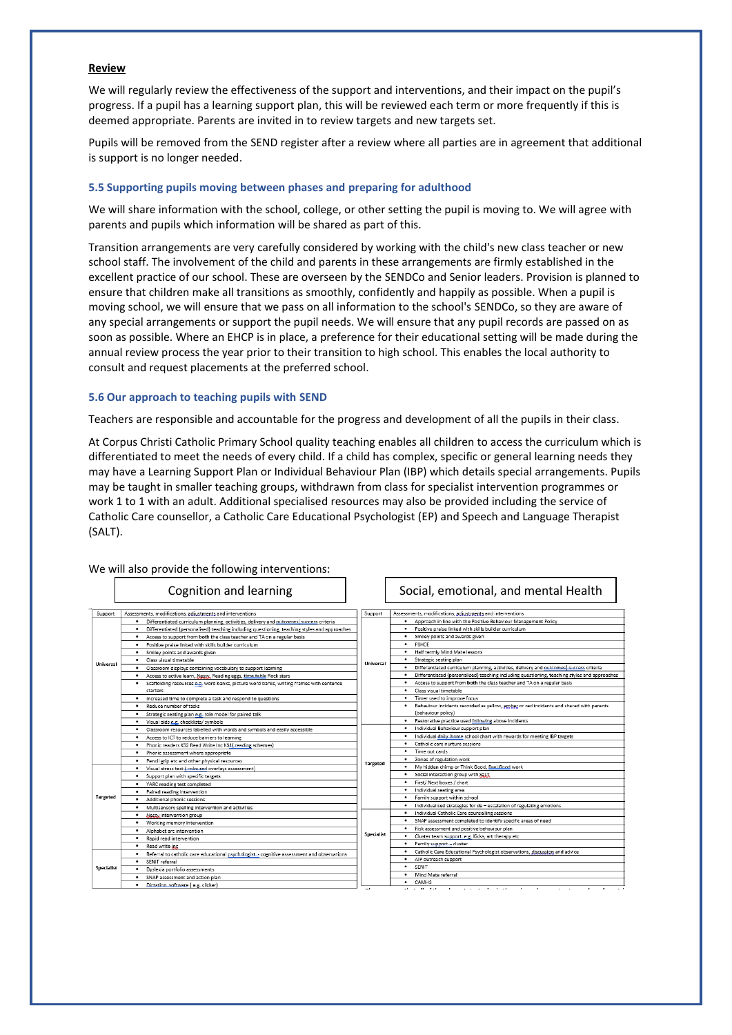**Review**

We will regularly review the effectiveness of the support and interventions, and their impact on the pupil's progress. If a pupil has a learning support plan, this will be reviewed each term or more frequently if this is deemed appropriate. Parents are invited in to review targets and new targets set.

Pupils will be removed from the SEND register after a review where all parties are in agreement that additional is support is no longer needed.

### 5.5 Supporting pupils moving between phases and preparing for adulthood

We will share information with the school, college, or other setting the pupil is moving to. We will agree with parents and pupils which information will be shared as part of this.

Transition arrangements are very carefully considered by working with the child's new class teacher or new school staff. The involvement of the child and parents in these arrangements are firmly established in the excellent practice of our school. These are overseen by the SENDCo and Senior leaders. Provision is planned to ensure that children make all transitions as smoothly, confidently and happily as possible. When a pupil is moving school, we will ensure that we pass on all information to the school's SENDCo, so they are aware of any special arrangements or support the pupil needs. We will ensure that any pupil records are passed on as soon as possible. Where an EHCP is in place, a preference for their educational setting will be made during the annual review process the year prior to their transition to high school. This enables the local authority to consult and request placements at the preferred school.

### 5.6 Our approach to teaching pupils with SEND

Teachers are responsible and accountable for the progress and development of all the pupils in their class.

At Corpus Christi Catholic Primary School quality teaching enables all children to access the curriculum which is differentiated to meet the needs of every child. If a child has complex, specific or general learning needs they may have a Learning Support Plan or Individual Behaviour Plan (IBP) which details special arrangements. Pupils may be taught in smaller teaching groups, withdrawn from class for specialist intervention programmes or work 1 to 1 with an adult. Additional specialised resources may also be provided including the service of Catholic Care counsellor, a Catholic Care Educational Psychologist (EP) and Speech and Language Therapist (SALT).

We will also provide the following interventions:

**Cognition and learning**

| Support | Assessments, modifications, adjustments and interventions |
|---|---|
| Universal | • Differentiated curriculum planning, activities, delivery and outcomes/ success criteria<br>• Differentiated (personalised) teaching including questioning, teaching styles and approaches<br>• Access to support from both the class teacher and TA on a regular basis<br>• Positive praise linked with skills builder curriculum<br>• Smiley points and awards given<br>• Class visual timetable<br>• Classroom displays containing vocabulary to support learning<br>• Access to active learn, Nessy, Reading eggs, time table Rock stars<br>• Scaffolding resources e.g. word banks, picture word banks, writing frames with sentence starters<br>• Increased time to complete a task and respond to questions<br>• Reduce number of tasks<br>• Strategic seating plan e.g. role model for paired talk<br>• Visual aids e.g. checklists/ symbols<br>• Classroom resources labelled with words and symbols and easily accessible<br>• Access to ICT to reduce barriers to learning<br>• Phonic readers KS2 Read Write Inc KS1( reading schemes)<br>• Phonic assessment where appropriate<br>• Pencil grip etc and other physical resources |
| Targeted | • Visual stress test ( coloured overlays assessment)<br>• Support plan with specific targets<br>• YARC reading test completed<br>• Paired reading intervention<br>• Additional phonic sessions<br>• Multisensory spelling intervention and activities<br>• Nessy intervention group<br>• Working memory intervention<br>• Alphabet arc intervention<br>• Rapid read intervention<br>• Read write inc |
| Specialist | • Referral to catholic care educational psychologist - cognitive assessment and observations<br>• SENIT referral<br>• Dyslexia portfolio assessments<br>• SNAP assessment and action plan<br>• Dictation software ( e.g. clicker) |

**Social, emotional, and mental Health**

| Support | Assessments, modifications, adjustments and interventions |
|---|---|
| Universal | • Approach in line with the Positive Behaviour Management Policy<br>• Positive praise linked with skills builder curriculum<br>• Smiley points and awards given<br>• PSHCE<br>• Half termly Mind Mate lessons<br>• Strategic seating plan<br>• Differentiated curriculum planning, activities, delivery and outcomes/ success criteria<br>• Differentiated (personalised) teaching including questioning, teaching styles and approaches<br>• Access to support from both the class teacher and TA on a regular basis<br>• Class visual timetable<br>• Timer used to improve focus<br>• Behaviour incidents recorded as yellow, amber or red incidents and shared with parents (behaviour policy)<br>• Restorative practice used following above incidents |
| Targeted | • Individual Behaviour support plan<br>• Individual daily home school chart with rewards for meeting IBP targets<br>• Catholic care nurture sessions<br>• Time out cards<br>• Zones of regulation work<br>• My hidden chimp or Think Good, Feel Good work<br>• Social interaction group with SaLT<br>• First/ Next boxes / chart<br>• Individual seating area<br>• Family support within school<br>• Individualised strategies for de – escalation of regulating emotions |
| Specialist | • Individual Catholic Care counselling sessions<br>• SNAP assessment completed to identify specific areas of need<br>• Risk assessment and positive behaviour plan<br>• Cluster team support e.g. Kicks, art therapy etc<br>• Family support - cluster<br>• Catholic Care Educational Psychologist observations, discussion and advice<br>• AIP outreach support<br>• SENIT<br>• Mind Mate referral<br>• CAMHS |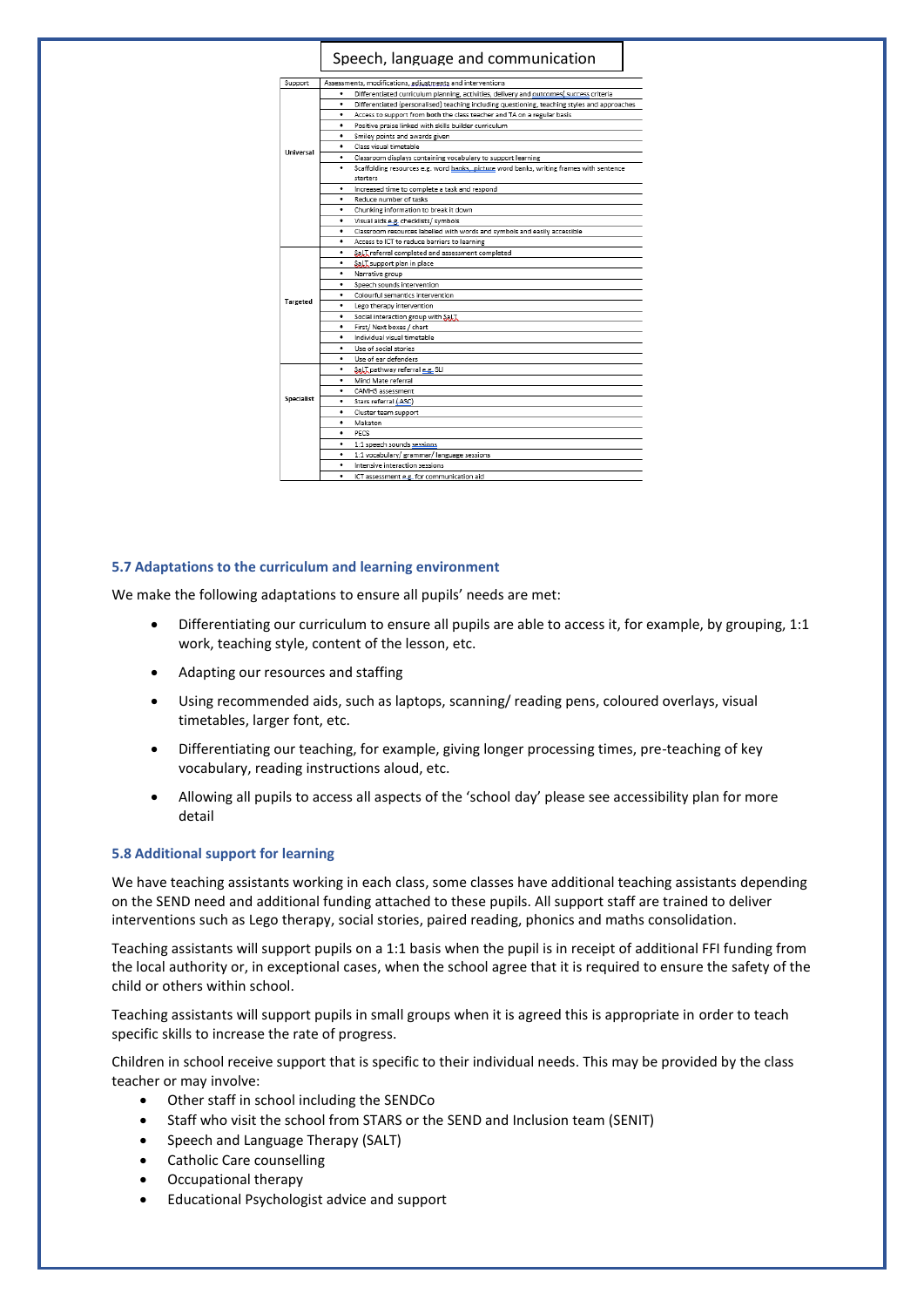## Speech, language and communication

| Support | Assessments, modifications, adjustments and interventions |
|---|---|
| Universal | • Differentiated curriculum planning, activities, delivery and outcomes/ success criteria |
| | • Differentiated (personalised) teaching including questioning, teaching styles and approaches |
| | • Access to support from **both** the class teacher and TA on a regular basis |
| | • Positive praise linked with skills builder curriculum |
| | • Smiley points and awards given |
| | • Class visual timetable |
| | • Classroom displays containing vocabulary to support learning |
| | • Scaffolding resources e.g. word banks, picture word banks, writing frames with sentence starters |
| | • Increased time to complete a task and respond |
| | • Reduce number of tasks |
| | • Chunking information to break it down |
| | • Visual aids e.g. checklists/ symbols |
| | • Classroom resources labelled with words and symbols and easily accessible |
| | • Access to ICT to reduce barriers to learning |
| Targeted | • SaLT referral completed and assessment completed |
| | • SaLT support plan in place |
| | • Narrative group |
| | • Speech sounds intervention |
| | • Colourful semantics intervention |
| | • Lego therapy intervention |
| | • Social interaction group with SaLT |
| | • First/ Next boxes / chart |
| | • Individual visual timetable |
| | • Use of social stories |
| | • Use of ear defenders |
| Specialist | • SaLT pathway referral e.g. SLI |
| | • Mind Mate referral |
| | • CAMHS assessment |
| | • Stars referral (ASC) |
| | • Cluster team support |
| | • Makaton |
| | • PECS |
| | • 1:1 speech sounds sessions |
| | • 1:1 vocabulary/ grammar/ language sessions |
| | • Intensive interaction sessions |
| | • ICT assessment e.g. for communication aid |

### 5.7 Adaptations to the curriculum and learning environment

We make the following adaptations to ensure all pupils' needs are met:

- Differentiating our curriculum to ensure all pupils are able to access it, for example, by grouping, 1:1 work, teaching style, content of the lesson, etc.
- Adapting our resources and staffing
- Using recommended aids, such as laptops, scanning/ reading pens, coloured overlays, visual timetables, larger font, etc.
- Differentiating our teaching, for example, giving longer processing times, pre-teaching of key vocabulary, reading instructions aloud, etc.
- Allowing all pupils to access all aspects of the 'school day' please see accessibility plan for more detail

### 5.8 Additional support for learning

We have teaching assistants working in each class, some classes have additional teaching assistants depending on the SEND need and additional funding attached to these pupils. All support staff are trained to deliver interventions such as Lego therapy, social stories, paired reading, phonics and maths consolidation.

Teaching assistants will support pupils on a 1:1 basis when the pupil is in receipt of additional FFI funding from the local authority or, in exceptional cases, when the school agree that it is required to ensure the safety of the child or others within school.

Teaching assistants will support pupils in small groups when it is agreed this is appropriate in order to teach specific skills to increase the rate of progress.

Children in school receive support that is specific to their individual needs. This may be provided by the class teacher or may involve:

- Other staff in school including the SENDCo
- Staff who visit the school from STARS or the SEND and Inclusion team (SENIT)
- Speech and Language Therapy (SALT)
- Catholic Care counselling
- Occupational therapy
- Educational Psychologist advice and support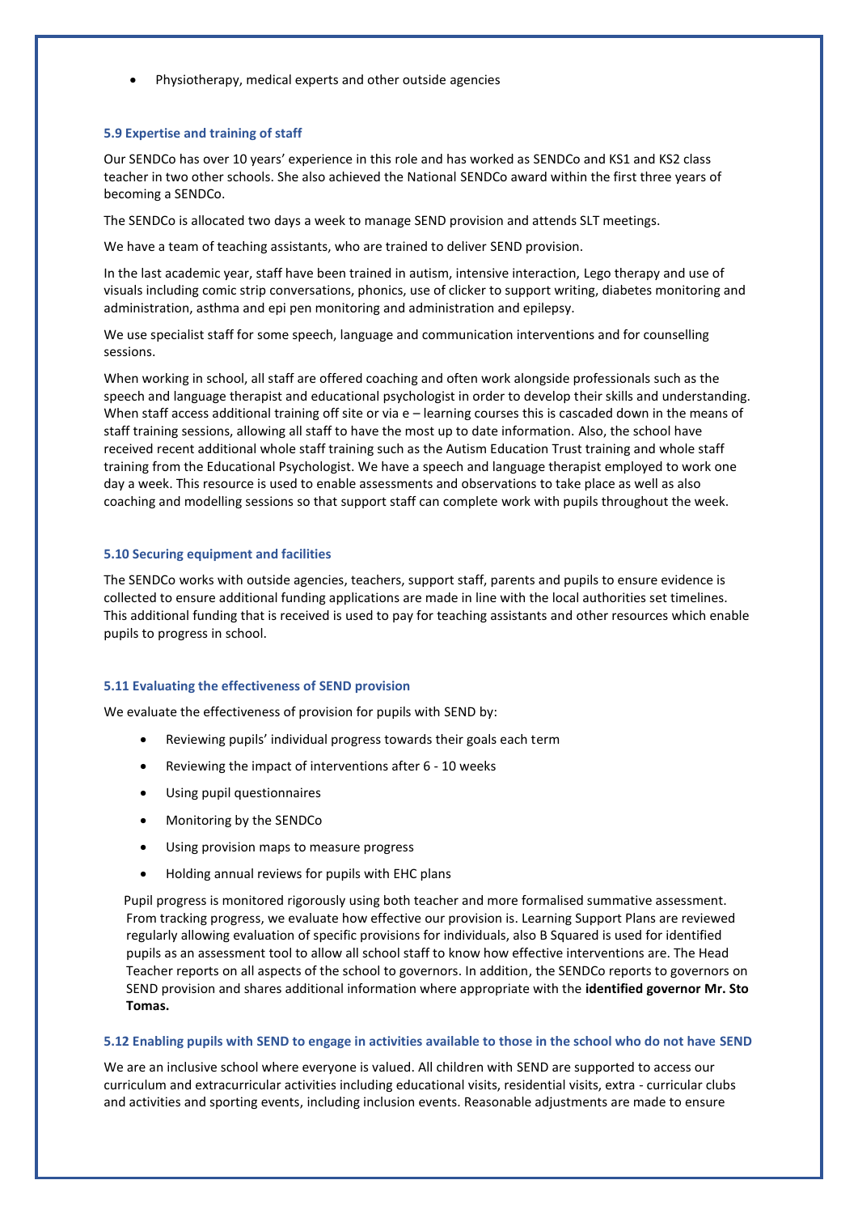- Physiotherapy, medical experts and other outside agencies

### 5.9 Expertise and training of staff

Our SENDCo has over 10 years' experience in this role and has worked as SENDCo and KS1 and KS2 class teacher in two other schools. She also achieved the National SENDCo award within the first three years of becoming a SENDCo.

The SENDCo is allocated two days a week to manage SEND provision and attends SLT meetings.

We have a team of teaching assistants, who are trained to deliver SEND provision.

In the last academic year, staff have been trained in autism, intensive interaction, Lego therapy and use of visuals including comic strip conversations, phonics, use of clicker to support writing, diabetes monitoring and administration, asthma and epi pen monitoring and administration and epilepsy.

We use specialist staff for some speech, language and communication interventions and for counselling sessions.

When working in school, all staff are offered coaching and often work alongside professionals such as the speech and language therapist and educational psychologist in order to develop their skills and understanding. When staff access additional training off site or via e – learning courses this is cascaded down in the means of staff training sessions, allowing all staff to have the most up to date information. Also, the school have received recent additional whole staff training such as the Autism Education Trust training and whole staff training from the Educational Psychologist. We have a speech and language therapist employed to work one day a week. This resource is used to enable assessments and observations to take place as well as also coaching and modelling sessions so that support staff can complete work with pupils throughout the week.

### 5.10 Securing equipment and facilities

The SENDCo works with outside agencies, teachers, support staff, parents and pupils to ensure evidence is collected to ensure additional funding applications are made in line with the local authorities set timelines. This additional funding that is received is used to pay for teaching assistants and other resources which enable pupils to progress in school.

### 5.11 Evaluating the effectiveness of SEND provision

We evaluate the effectiveness of provision for pupils with SEND by:

- Reviewing pupils' individual progress towards their goals each term
- Reviewing the impact of interventions after 6 - 10 weeks
- Using pupil questionnaires
- Monitoring by the SENDCo
- Using provision maps to measure progress
- Holding annual reviews for pupils with EHC plans

Pupil progress is monitored rigorously using both teacher and more formalised summative assessment. From tracking progress, we evaluate how effective our provision is. Learning Support Plans are reviewed regularly allowing evaluation of specific provisions for individuals, also B Squared is used for identified pupils as an assessment tool to allow all school staff to know how effective interventions are. The Head Teacher reports on all aspects of the school to governors. In addition, the SENDCo reports to governors on SEND provision and shares additional information where appropriate with the **identified governor Mr. Sto Tomas.**

### 5.12 Enabling pupils with SEND to engage in activities available to those in the school who do not have SEND

We are an inclusive school where everyone is valued. All children with SEND are supported to access our curriculum and extracurricular activities including educational visits, residential visits, extra - curricular clubs and activities and sporting events, including inclusion events. Reasonable adjustments are made to ensure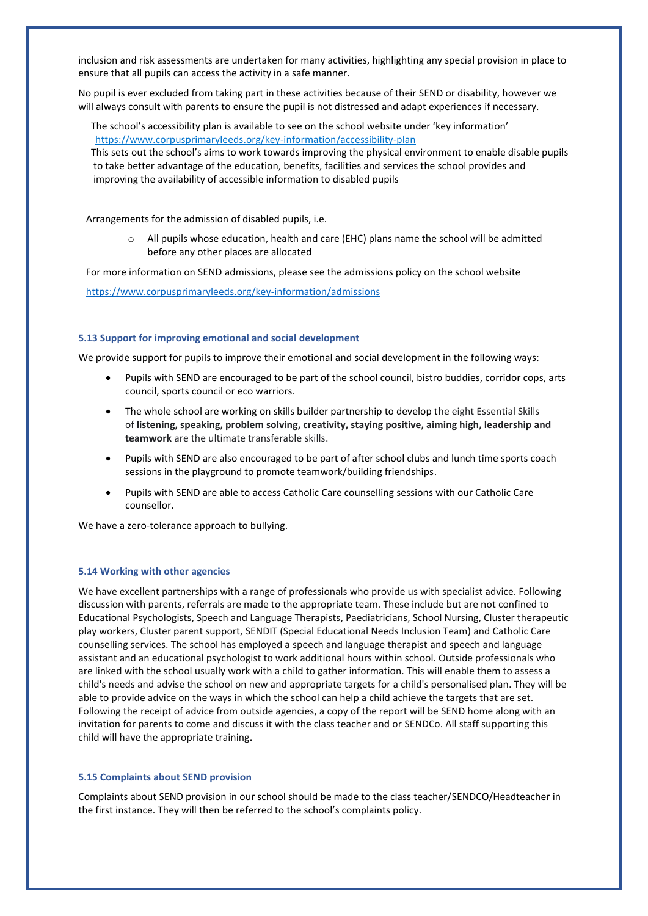inclusion and risk assessments are undertaken for many activities, highlighting any special provision in place to ensure that all pupils can access the activity in a safe manner.

No pupil is ever excluded from taking part in these activities because of their SEND or disability, however we will always consult with parents to ensure the pupil is not distressed and adapt experiences if necessary.

The school's accessibility plan is available to see on the school website under 'key information' https://www.corpusprimaryleeds.org/key-information/accessibility-plan
This sets out the school's aims to work towards improving the physical environment to enable disable pupils to take better advantage of the education, benefits, facilities and services the school provides and improving the availability of accessible information to disabled pupils

Arrangements for the admission of disabled pupils, i.e.

- All pupils whose education, health and care (EHC) plans name the school will be admitted before any other places are allocated

For more information on SEND admissions, please see the admissions policy on the school website

https://www.corpusprimaryleeds.org/key-information/admissions

### 5.13 Support for improving emotional and social development

We provide support for pupils to improve their emotional and social development in the following ways:

- Pupils with SEND are encouraged to be part of the school council, bistro buddies, corridor cops, arts council, sports council or eco warriors.
- The whole school are working on skills builder partnership to develop the eight Essential Skills of **listening, speaking, problem solving, creativity, staying positive, aiming high, leadership and teamwork** are the ultimate transferable skills.
- Pupils with SEND are also encouraged to be part of after school clubs and lunch time sports coach sessions in the playground to promote teamwork/building friendships.
- Pupils with SEND are able to access Catholic Care counselling sessions with our Catholic Care counsellor.

We have a zero-tolerance approach to bullying.

### 5.14 Working with other agencies

We have excellent partnerships with a range of professionals who provide us with specialist advice. Following discussion with parents, referrals are made to the appropriate team. These include but are not confined to Educational Psychologists, Speech and Language Therapists, Paediatricians, School Nursing, Cluster therapeutic play workers, Cluster parent support, SENDIT (Special Educational Needs Inclusion Team) and Catholic Care counselling services. The school has employed a speech and language therapist and speech and language assistant and an educational psychologist to work additional hours within school. Outside professionals who are linked with the school usually work with a child to gather information. This will enable them to assess a child's needs and advise the school on new and appropriate targets for a child's personalised plan. They will be able to provide advice on the ways in which the school can help a child achieve the targets that are set. Following the receipt of advice from outside agencies, a copy of the report will be SEND home along with an invitation for parents to come and discuss it with the class teacher and or SENDCo. All staff supporting this child will have the appropriate training**.**

### 5.15 Complaints about SEND provision

Complaints about SEND provision in our school should be made to the class teacher/SENDCO/Headteacher in the first instance. They will then be referred to the school's complaints policy.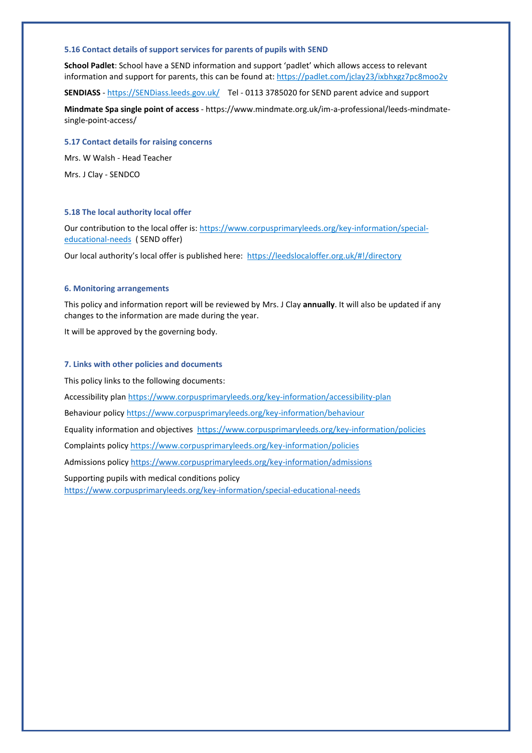### 5.16 Contact details of support services for parents of pupils with SEND

**School Padlet**: School have a SEND information and support 'padlet' which allows access to relevant information and support for parents, this can be found at: https://padlet.com/jclay23/ixbhxgz7pc8moo2v

**SENDIASS** - https://SENDiass.leeds.gov.uk/ Tel - 0113 3785020 for SEND parent advice and support

**Mindmate Spa single point of access** - https://www.mindmate.org.uk/im-a-professional/leeds-mindmate-single-point-access/

### 5.17 Contact details for raising concerns

Mrs. W Walsh - Head Teacher

Mrs. J Clay - SENDCO

### 5.18 The local authority local offer

Our contribution to the local offer is: https://www.corpusprimaryleeds.org/key-information/special-educational-needs ( SEND offer)

Our local authority's local offer is published here: https://leedslocaloffer.org.uk/#!/directory

### 6. Monitoring arrangements

This policy and information report will be reviewed by Mrs. J Clay **annually**. It will also be updated if any changes to the information are made during the year.

It will be approved by the governing body.

### 7. Links with other policies and documents

This policy links to the following documents:

Accessibility plan https://www.corpusprimaryleeds.org/key-information/accessibility-plan

Behaviour policy https://www.corpusprimaryleeds.org/key-information/behaviour

Equality information and objectives https://www.corpusprimaryleeds.org/key-information/policies

Complaints policy https://www.corpusprimaryleeds.org/key-information/policies

Admissions policy https://www.corpusprimaryleeds.org/key-information/admissions

Supporting pupils with medical conditions policy
https://www.corpusprimaryleeds.org/key-information/special-educational-needs